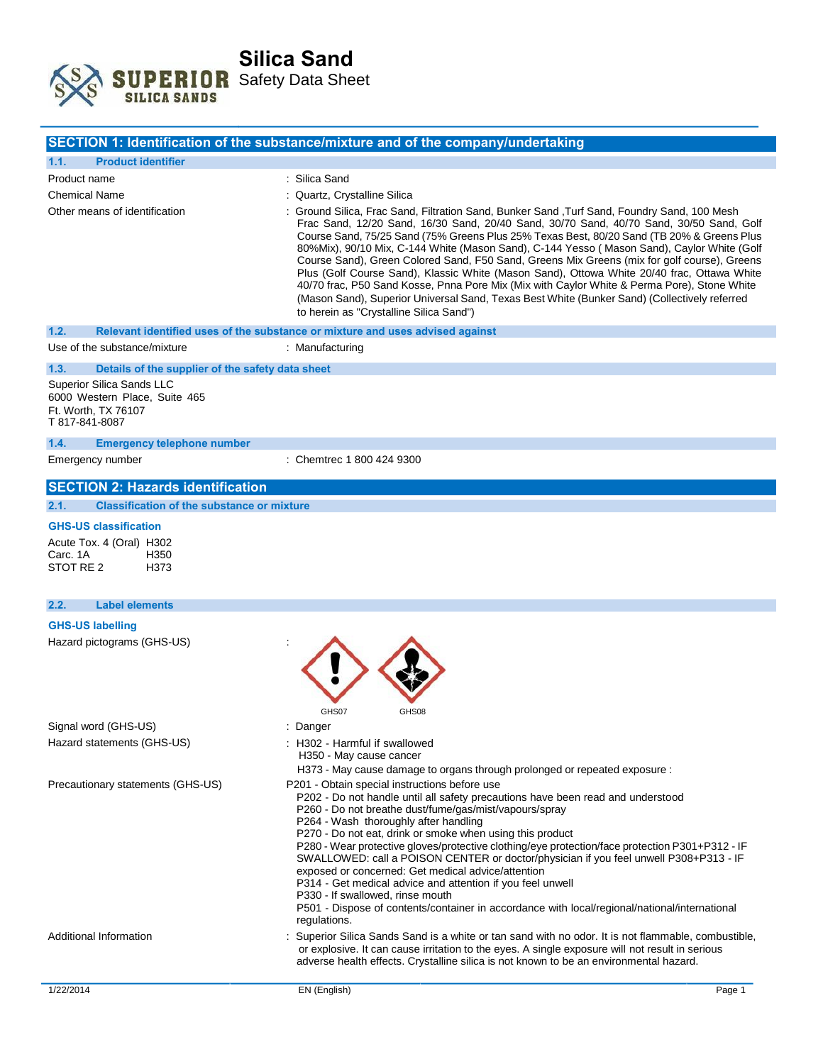# Silica Sand

Safety Data Sheet

## SECTION 1: Identification of the substance/mixture and of the company/undertaking

### 1.1. Product identifier

| | |
|---|---|
| Product name | : Silica Sand |
| Chemical Name | : Quartz, Crystalline Silica |
| Other means of identification | : Ground Silica, Frac Sand, Filtration Sand, Bunker Sand ,Turf Sand, Foundry Sand, 100 Mesh Frac Sand, 12/20 Sand, 16/30 Sand, 20/40 Sand, 30/70 Sand, 40/70 Sand, 30/50 Sand, Golf Course Sand, 75/25 Sand (75% Greens Plus 25% Texas Best, 80/20 Sand (TB 20% & Greens Plus 80%Mix), 90/10 Mix, C-144 White (Mason Sand), C-144 Yesso ( Mason Sand), Caylor White (Golf Course Sand), Green Colored Sand, F50 Sand, Greens Mix Greens (mix for golf course), Greens Plus (Golf Course Sand), Klassic White (Mason Sand), Ottowa White 20/40 frac, Ottawa White 40/70 frac, P50 Sand Kosse, Pnna Pore Mix (Mix with Caylor White & Perma Pore), Stone White (Mason Sand), Superior Universal Sand, Texas Best White (Bunker Sand) (Collectively referred to herein as "Crystalline Silica Sand") |

### 1.2. Relevant identified uses of the substance or mixture and uses advised against

| | |
|---|---|
| Use of the substance/mixture | : Manufacturing |

### 1.3. Details of the supplier of the safety data sheet

Superior Silica Sands LLC
6000 Western Place, Suite 465
Ft. Worth, TX 76107
T 817-841-8087

### 1.4. Emergency telephone number

| | |
|---|---|
| Emergency number | : Chemtrec 1 800 424 9300 |

## SECTION 2: Hazards identification

### 2.1. Classification of the substance or mixture

**GHS-US classification**

| | |
|---|---|
| Acute Tox. 4 (Oral) | H302 |
| Carc. 1A | H350 |
| STOT RE 2 | H373 |

### 2.2. Label elements

**GHS-US labelling**

Hazard pictograms (GHS-US) :

GHS07 GHS08

| | |
|---|---|
| Signal word (GHS-US) | : Danger |
| Hazard statements (GHS-US) | : H302 - Harmful if swallowed<br>H350 - May cause cancer<br>H373 - May cause damage to organs through prolonged or repeated exposure : |
| Precautionary statements (GHS-US) | P201 - Obtain special instructions before use<br>P202 - Do not handle until all safety precautions have been read and understood<br>P260 - Do not breathe dust/fume/gas/mist/vapours/spray<br>P264 - Wash thoroughly after handling<br>P270 - Do not eat, drink or smoke when using this product<br>P280 - Wear protective gloves/protective clothing/eye protection/face protection P301+P312 - IF SWALLOWED: call a POISON CENTER or doctor/physician if you feel unwell P308+P313 - IF exposed or concerned: Get medical advice/attention<br>P314 - Get medical advice and attention if you feel unwell<br>P330 - If swallowed, rinse mouth<br>P501 - Dispose of contents/container in accordance with local/regional/national/international regulations. |
| Additional Information | : Superior Silica Sands Sand is a white or tan sand with no odor. It is not flammable, combustible, or explosive. It can cause irritation to the eyes. A single exposure will not result in serious adverse health effects. Crystalline silica is not known to be an environmental hazard. |

1/22/2014 EN (English)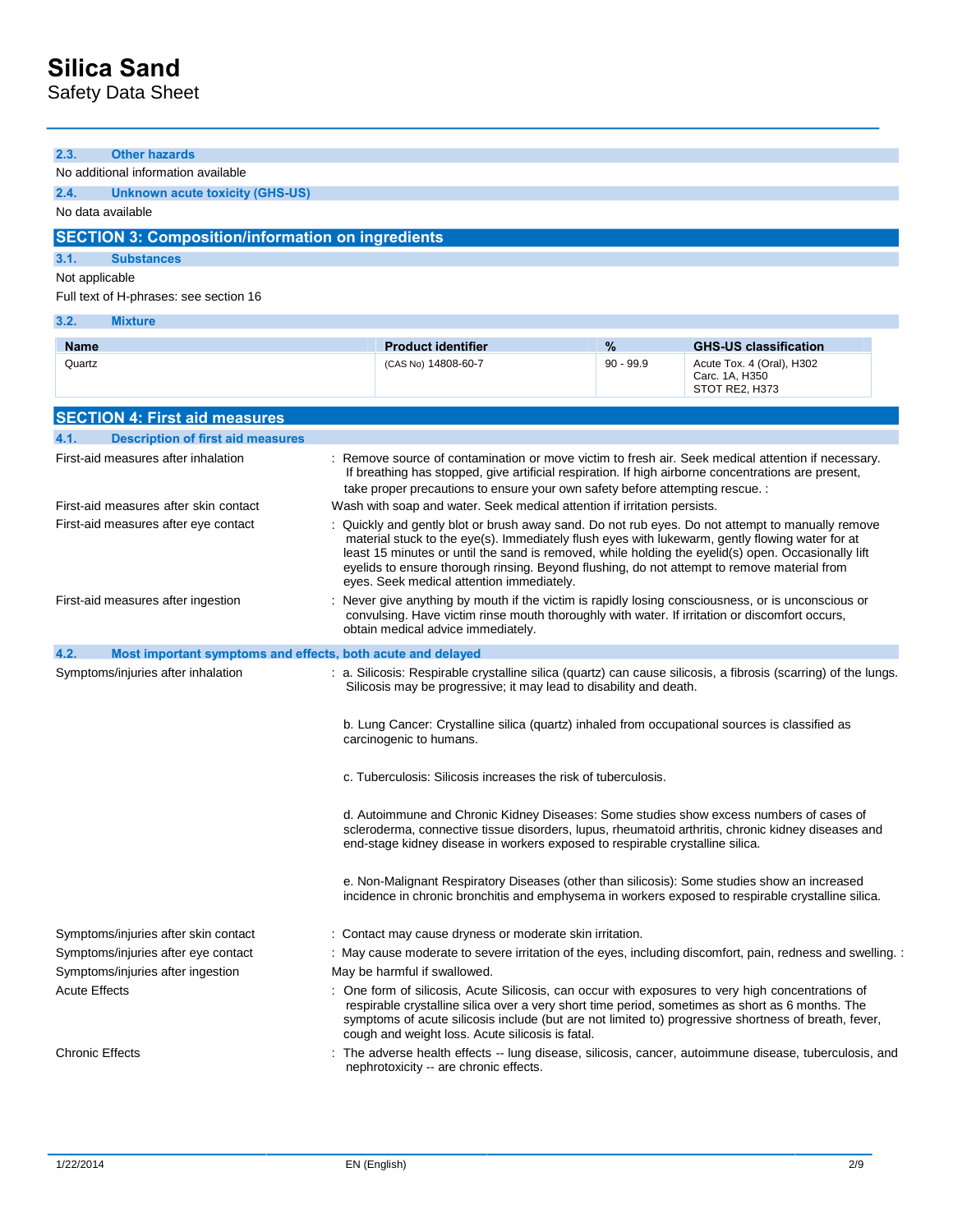### 2.3. Other hazards

No additional information available

### 2.4. Unknown acute toxicity (GHS-US)

No data available

## SECTION 3: Composition/information on ingredients

### 3.1. Substances

Not applicable

Full text of H-phrases: see section 16

### 3.2. Mixture

| Name | Product identifier | % | GHS-US classification |
|---|---|---|---|
| Quartz | (CAS No) 14808-60-7 | 90 - 99.9 | Acute Tox. 4 (Oral), H302<br>Carc. 1A, H350<br>STOT RE2, H373 |

## SECTION 4: First aid measures

### 4.1. Description of first aid measures

First-aid measures after inhalation : Remove source of contamination or move victim to fresh air. Seek medical attention if necessary. If breathing has stopped, give artificial respiration. If high airborne concentrations are present, take proper precautions to ensure your own safety before attempting rescue. :

First-aid measures after skin contact Wash with soap and water. Seek medical attention if irritation persists.

First-aid measures after eye contact : Quickly and gently blot or brush away sand. Do not rub eyes. Do not attempt to manually remove material stuck to the eye(s). Immediately flush eyes with lukewarm, gently flowing water for at least 15 minutes or until the sand is removed, while holding the eyelid(s) open. Occasionally lift eyelids to ensure thorough rinsing. Beyond flushing, do not attempt to remove material from eyes. Seek medical attention immediately.

First-aid measures after ingestion : Never give anything by mouth if the victim is rapidly losing consciousness, or is unconscious or convulsing. Have victim rinse mouth thoroughly with water. If irritation or discomfort occurs, obtain medical advice immediately.

### 4.2. Most important symptoms and effects, both acute and delayed

Symptoms/injuries after inhalation : a. Silicosis: Respirable crystalline silica (quartz) can cause silicosis, a fibrosis (scarring) of the lungs. Silicosis may be progressive; it may lead to disability and death.

b. Lung Cancer: Crystalline silica (quartz) inhaled from occupational sources is classified as carcinogenic to humans.

c. Tuberculosis: Silicosis increases the risk of tuberculosis.

d. Autoimmune and Chronic Kidney Diseases: Some studies show excess numbers of cases of scleroderma, connective tissue disorders, lupus, rheumatoid arthritis, chronic kidney diseases and end-stage kidney disease in workers exposed to respirable crystalline silica.

e. Non-Malignant Respiratory Diseases (other than silicosis): Some studies show an increased incidence in chronic bronchitis and emphysema in workers exposed to respirable crystalline silica.

Symptoms/injuries after skin contact : Contact may cause dryness or moderate skin irritation.

Symptoms/injuries after eye contact : May cause moderate to severe irritation of the eyes, including discomfort, pain, redness and swelling. :

Symptoms/injuries after ingestion May be harmful if swallowed.

Acute Effects : One form of silicosis, Acute Silicosis, can occur with exposures to very high concentrations of respirable crystalline silica over a very short time period, sometimes as short as 6 months. The symptoms of acute silicosis include (but are not limited to) progressive shortness of breath, fever, cough and weight loss. Acute silicosis is fatal.

Chronic Effects : The adverse health effects -- lung disease, silicosis, cancer, autoimmune disease, tuberculosis, and nephrotoxicity -- are chronic effects.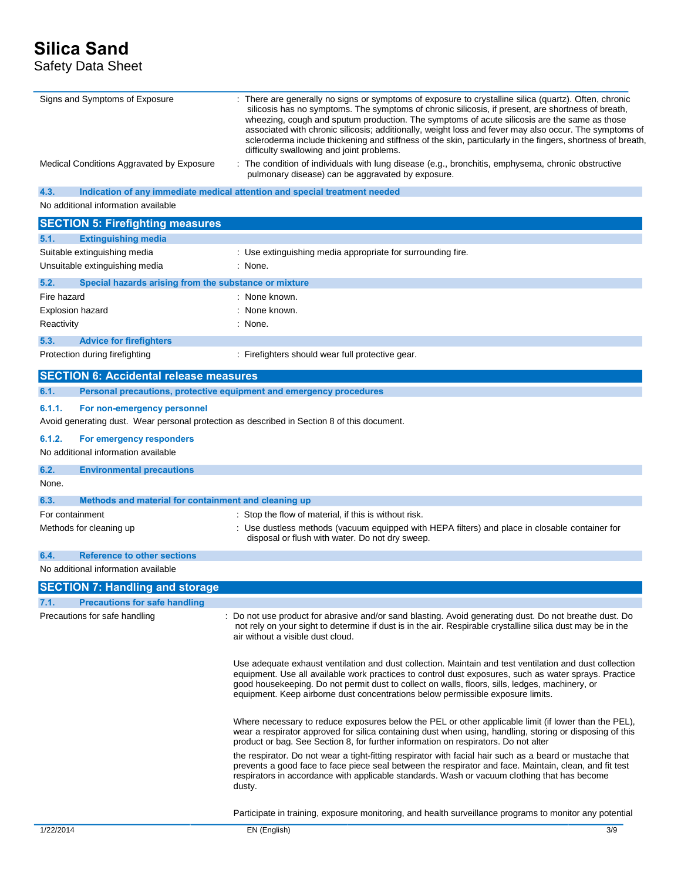| | |
|---|---|
| Signs and Symptoms of Exposure | : There are generally no signs or symptoms of exposure to crystalline silica (quartz). Often, chronic silicosis has no symptoms. The symptoms of chronic silicosis, if present, are shortness of breath, wheezing, cough and sputum production. The symptoms of acute silicosis are the same as those associated with chronic silicosis; additionally, weight loss and fever may also occur. The symptoms of scleroderma include thickening and stiffness of the skin, particularly in the fingers, shortness of breath, difficulty swallowing and joint problems. |
| Medical Conditions Aggravated by Exposure | : The condition of individuals with lung disease (e.g., bronchitis, emphysema, chronic obstructive pulmonary disease) can be aggravated by exposure. |

### 4.3. Indication of any immediate medical attention and special treatment needed

No additional information available

## SECTION 5: Firefighting measures

### 5.1. Extinguishing media

| | |
|---|---|
| Suitable extinguishing media | : Use extinguishing media appropriate for surrounding fire. |
| Unsuitable extinguishing media | : None. |

### 5.2. Special hazards arising from the substance or mixture

| | |
|---|---|
| Fire hazard | : None known. |
| Explosion hazard | : None known. |
| Reactivity | : None. |

### 5.3. Advice for firefighters

| | |
|---|---|
| Protection during firefighting | : Firefighters should wear full protective gear. |

## SECTION 6: Accidental release measures

### 6.1. Personal precautions, protective equipment and emergency procedures

#### 6.1.1. For non-emergency personnel

Avoid generating dust. Wear personal protection as described in Section 8 of this document.

#### 6.1.2. For emergency responders

No additional information available

### 6.2. Environmental precautions

None.

### 6.3. Methods and material for containment and cleaning up

| | |
|---|---|
| For containment | : Stop the flow of material, if this is without risk. |
| Methods for cleaning up | : Use dustless methods (vacuum equipped with HEPA filters) and place in closable container for disposal or flush with water. Do not dry sweep. |

### 6.4. Reference to other sections

No additional information available

## SECTION 7: Handling and storage

### 7.1. Precautions for safe handling

Precautions for safe handling : Do not use product for abrasive and/or sand blasting. Avoid generating dust. Do not breathe dust. Do not rely on your sight to determine if dust is in the air. Respirable crystalline silica dust may be in the air without a visible dust cloud.

Use adequate exhaust ventilation and dust collection. Maintain and test ventilation and dust collection equipment. Use all available work practices to control dust exposures, such as water sprays. Practice good housekeeping. Do not permit dust to collect on walls, floors, sills, ledges, machinery, or equipment. Keep airborne dust concentrations below permissible exposure limits.

Where necessary to reduce exposures below the PEL or other applicable limit (if lower than the PEL), wear a respirator approved for silica containing dust when using, handling, storing or disposing of this product or bag. See Section 8, for further information on respirators. Do not alter

the respirator. Do not wear a tight-fitting respirator with facial hair such as a beard or mustache that prevents a good face to face piece seal between the respirator and face. Maintain, clean, and fit test respirators in accordance with applicable standards. Wash or vacuum clothing that has become dusty.

Participate in training, exposure monitoring, and health surveillance programs to monitor any potential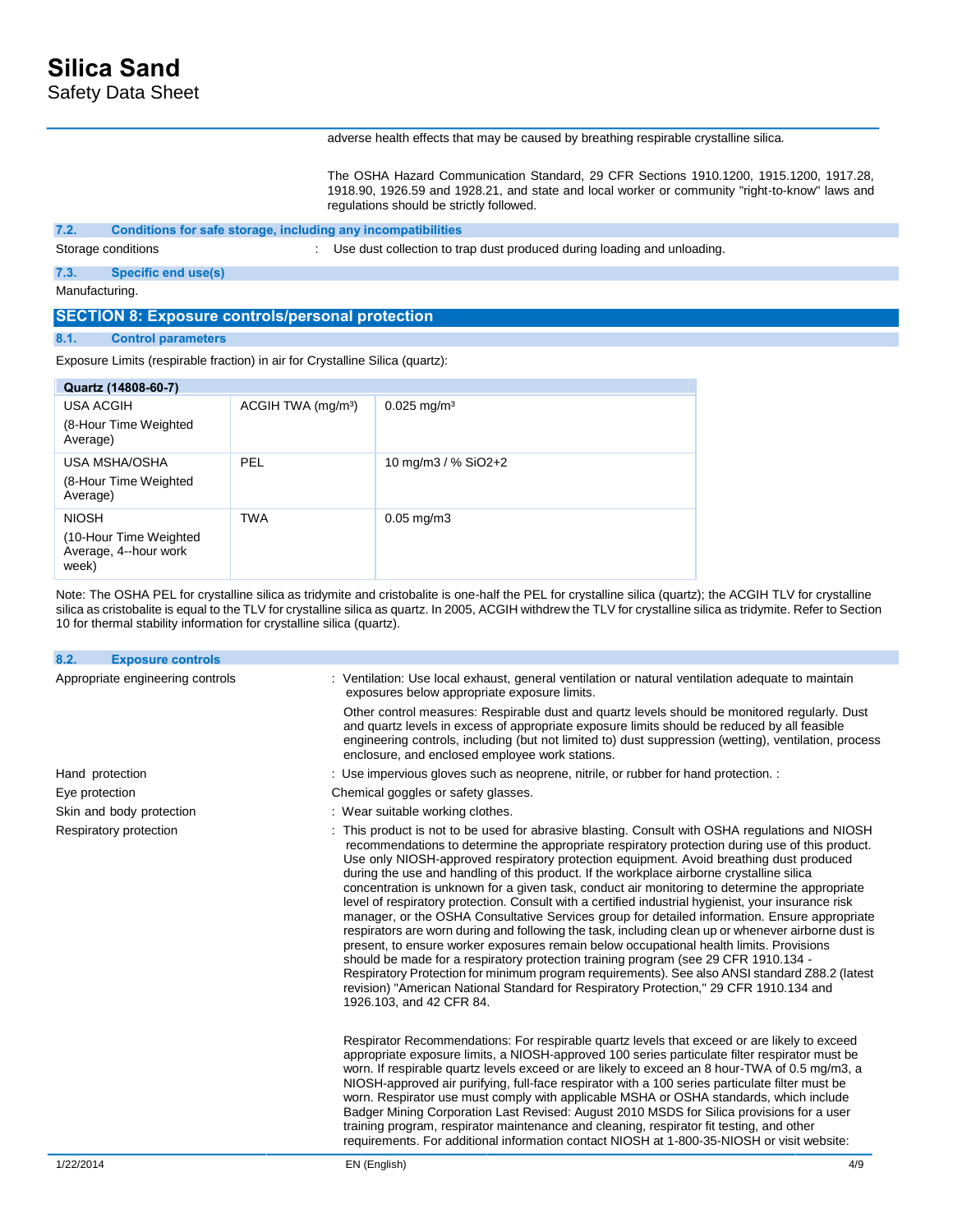adverse health effects that may be caused by breathing respirable crystalline silica.

The OSHA Hazard Communication Standard, 29 CFR Sections 1910.1200, 1915.1200, 1917.28, 1918.90, 1926.59 and 1928.21, and state and local worker or community "right-to-know" laws and regulations should be strictly followed.

### 7.2. Conditions for safe storage, including any incompatibilities

Storage conditions : Use dust collection to trap dust produced during loading and unloading.

### 7.3. Specific end use(s)

Manufacturing.

## SECTION 8: Exposure controls/personal protection

### 8.1. Control parameters

Exposure Limits (respirable fraction) in air for Crystalline Silica (quartz):

| Quartz (14808-60-7) | | |
|---|---|---|
| USA ACGIH<br>(8-Hour Time Weighted Average) | ACGIH TWA (mg/m³) | 0.025 mg/m³ |
| USA MSHA/OSHA<br>(8-Hour Time Weighted Average) | PEL | 10 mg/m3 / % SiO2+2 |
| NIOSH<br>(10-Hour Time Weighted Average, 4--hour work week) | TWA | 0.05 mg/m3 |

Note: The OSHA PEL for crystalline silica as tridymite and cristobalite is one-half the PEL for crystalline silica (quartz); the ACGIH TLV for crystalline silica as cristobalite is equal to the TLV for crystalline silica as quartz. In 2005, ACGIH withdrew the TLV for crystalline silica as tridymite. Refer to Section 10 for thermal stability information for crystalline silica (quartz).

### 8.2. Exposure controls

Appropriate engineering controls : Ventilation: Use local exhaust, general ventilation or natural ventilation adequate to maintain exposures below appropriate exposure limits.

Other control measures: Respirable dust and quartz levels should be monitored regularly. Dust and quartz levels in excess of appropriate exposure limits should be reduced by all feasible engineering controls, including (but not limited to) dust suppression (wetting), ventilation, process enclosure, and enclosed employee work stations.

Hand protection : Use impervious gloves such as neoprene, nitrile, or rubber for hand protection. :

Eye protection Chemical goggles or safety glasses.

Skin and body protection : Wear suitable working clothes.

Respiratory protection : This product is not to be used for abrasive blasting. Consult with OSHA regulations and NIOSH recommendations to determine the appropriate respiratory protection during use of this product. Use only NIOSH-approved respiratory protection equipment. Avoid breathing dust produced during the use and handling of this product. If the workplace airborne crystalline silica concentration is unknown for a given task, conduct air monitoring to determine the appropriate level of respiratory protection. Consult with a certified industrial hygienist, your insurance risk manager, or the OSHA Consultative Services group for detailed information. Ensure appropriate respirators are worn during and following the task, including clean up or whenever airborne dust is present, to ensure worker exposures remain below occupational health limits. Provisions should be made for a respiratory protection training program (see 29 CFR 1910.134 - Respiratory Protection for minimum program requirements). See also ANSI standard Z88.2 (latest revision) "American National Standard for Respiratory Protection," 29 CFR 1910.134 and 1926.103, and 42 CFR 84.

Respirator Recommendations: For respirable quartz levels that exceed or are likely to exceed appropriate exposure limits, a NIOSH-approved 100 series particulate filter respirator must be worn. If respirable quartz levels exceed or are likely to exceed an 8 hour-TWA of 0.5 mg/m3, a NIOSH-approved air purifying, full-face respirator with a 100 series particulate filter must be worn. Respirator use must comply with applicable MSHA or OSHA standards, which include Badger Mining Corporation Last Revised: August 2010 MSDS for Silica provisions for a user training program, respirator maintenance and cleaning, respirator fit testing, and other requirements. For additional information contact NIOSH at 1-800-35-NIOSH or visit website: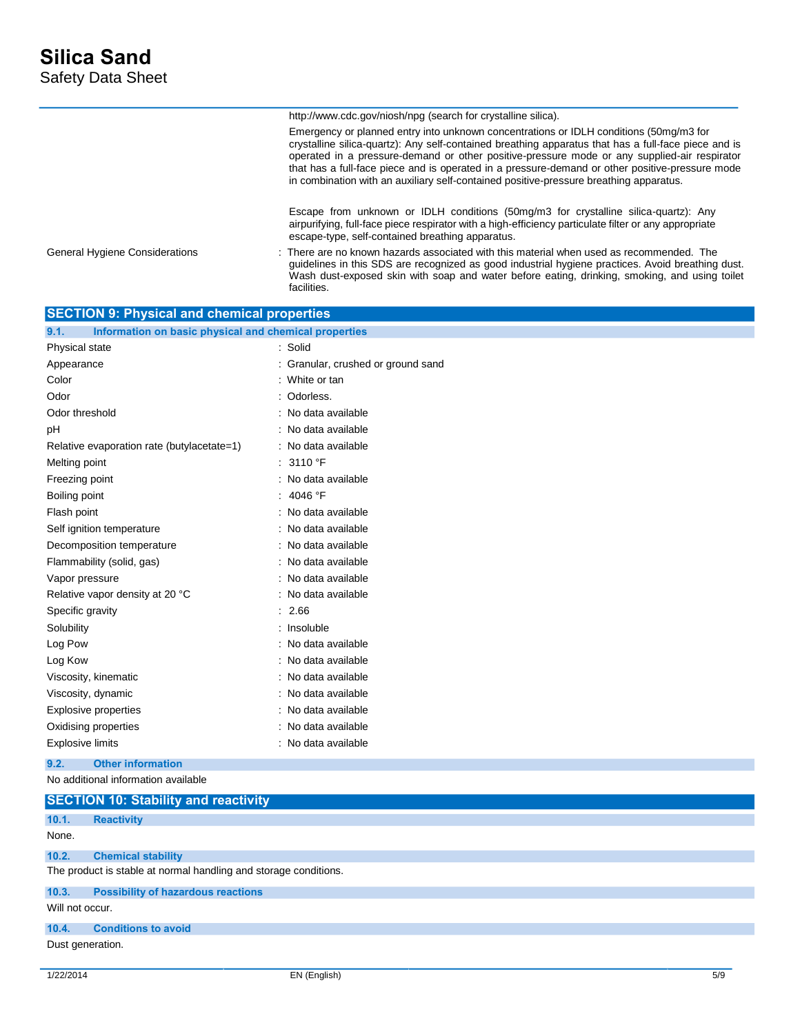| | |
|---|---|
| | http://www.cdc.gov/niosh/npg (search for crystalline silica). |
| | Emergency or planned entry into unknown concentrations or IDLH conditions (50mg/m3 for crystalline silica-quartz): Any self-contained breathing apparatus that has a full-face piece and is operated in a pressure-demand or other positive-pressure mode or any supplied-air respirator that has a full-face piece and is operated in a pressure-demand or other positive-pressure mode in combination with an auxiliary self-contained positive-pressure breathing apparatus. |
| | Escape from unknown or IDLH conditions (50mg/m3 for crystalline silica-quartz): Any airpurifying, full-face piece respirator with a high-efficiency particulate filter or any appropriate escape-type, self-contained breathing apparatus. |
| General Hygiene Considerations | : There are no known hazards associated with this material when used as recommended. The guidelines in this SDS are recognized as good industrial hygiene practices. Avoid breathing dust. Wash dust-exposed skin with soap and water before eating, drinking, smoking, and using toilet facilities. |

## SECTION 9: Physical and chemical properties

### 9.1. Information on basic physical and chemical properties

| Property | Value |
|---|---|
| Physical state | : Solid |
| Appearance | : Granular, crushed or ground sand |
| Color | : White or tan |
| Odor | : Odorless. |
| Odor threshold | : No data available |
| pH | : No data available |
| Relative evaporation rate (butylacetate=1) | : No data available |
| Melting point | : 3110 °F |
| Freezing point | : No data available |
| Boiling point | : 4046 °F |
| Flash point | : No data available |
| Self ignition temperature | : No data available |
| Decomposition temperature | : No data available |
| Flammability (solid, gas) | : No data available |
| Vapor pressure | : No data available |
| Relative vapor density at 20 °C | : No data available |
| Specific gravity | : 2.66 |
| Solubility | : Insoluble |
| Log Pow | : No data available |
| Log Kow | : No data available |
| Viscosity, kinematic | : No data available |
| Viscosity, dynamic | : No data available |
| Explosive properties | : No data available |
| Oxidising properties | : No data available |
| Explosive limits | : No data available |

### 9.2. Other information

No additional information available

## SECTION 10: Stability and reactivity

### 10.1. Reactivity

None.

### 10.2. Chemical stability

The product is stable at normal handling and storage conditions.

### 10.3. Possibility of hazardous reactions

Will not occur.

### 10.4. Conditions to avoid

Dust generation.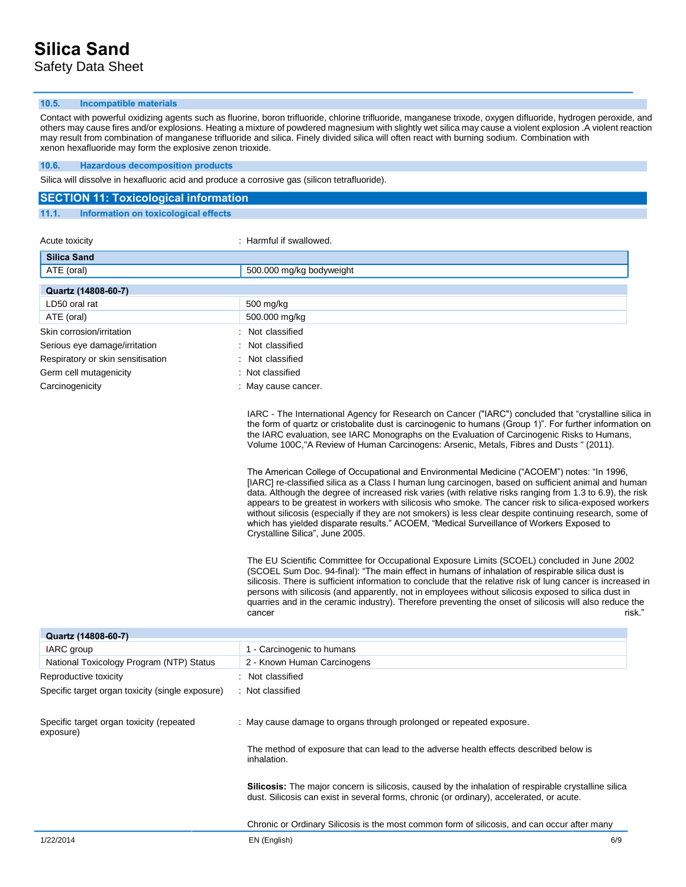### 10.5. Incompatible materials

Contact with powerful oxidizing agents such as fluorine, boron trifluoride, chlorine trifluoride, manganese trixode, oxygen difluoride, hydrogen peroxide, and others may cause fires and/or explosions. Heating a mixture of powdered magnesium with slightly wet silica may cause a violent explosion .A violent reaction may result from combination of manganese trifluoride and silica. Finely divided silica will often react with burning sodium. Combination with xenon hexafluoride may form the explosive zenon trioxide.

### 10.6. Hazardous decomposition products

Silica will dissolve in hexafluoric acid and produce a corrosive gas (silicon tetrafluoride).

## SECTION 11: Toxicological information

### 11.1. Information on toxicological effects

Acute toxicity : Harmful if swallowed.

| Silica Sand | |
|---|---|
| ATE (oral) | 500.000 mg/kg bodyweight |

| Quartz (14808-60-7) | |
|---|---|
| LD50 oral rat | 500 mg/kg |
| ATE (oral) | 500.000 mg/kg |

Skin corrosion/irritation : Not classified

Serious eye damage/irritation : Not classified

Respiratory or skin sensitisation : Not classified

Germ cell mutagenicity : Not classified

Carcinogenicity : May cause cancer.

IARC - The International Agency for Research on Cancer ("IARC") concluded that "crystalline silica in the form of quartz or cristobalite dust is carcinogenic to humans (Group 1)". For further information on the IARC evaluation, see IARC Monographs on the Evaluation of Carcinogenic Risks to Humans, Volume 100C,"A Review of Human Carcinogens: Arsenic, Metals, Fibres and Dusts " (2011).

The American College of Occupational and Environmental Medicine ("ACOEM") notes: "In 1996, [IARC] re-classified silica as a Class I human lung carcinogen, based on sufficient animal and human data. Although the degree of increased risk varies (with relative risks ranging from 1.3 to 6.9), the risk appears to be greatest in workers with silicosis who smoke. The cancer risk to silica-exposed workers without silicosis (especially if they are not smokers) is less clear despite continuing research, some of which has yielded disparate results." ACOEM, "Medical Surveillance of Workers Exposed to Crystalline Silica", June 2005.

The EU Scientific Committee for Occupational Exposure Limits (SCOEL) concluded in June 2002 (SCOEL Sum Doc. 94-final): "The main effect in humans of inhalation of respirable silica dust is silicosis. There is sufficient information to conclude that the relative risk of lung cancer is increased in persons with silicosis (and apparently, not in employees without silicosis exposed to silica dust in quarries and in the ceramic industry). Therefore preventing the onset of silicosis will also reduce the cancer risk."

| Quartz (14808-60-7) | |
|---|---|
| IARC group | 1 - Carcinogenic to humans |
| National Toxicology Program (NTP) Status | 2 - Known Human Carcinogens |

Reproductive toxicity : Not classified

Specific target organ toxicity (single exposure) : Not classified

Specific target organ toxicity (repeated exposure) : May cause damage to organs through prolonged or repeated exposure.

The method of exposure that can lead to the adverse health effects described below is inhalation.

**Silicosis:** The major concern is silicosis, caused by the inhalation of respirable crystalline silica dust. Silicosis can exist in several forms, chronic (or ordinary), accelerated, or acute.

Chronic or Ordinary Silicosis is the most common form of silicosis, and can occur after many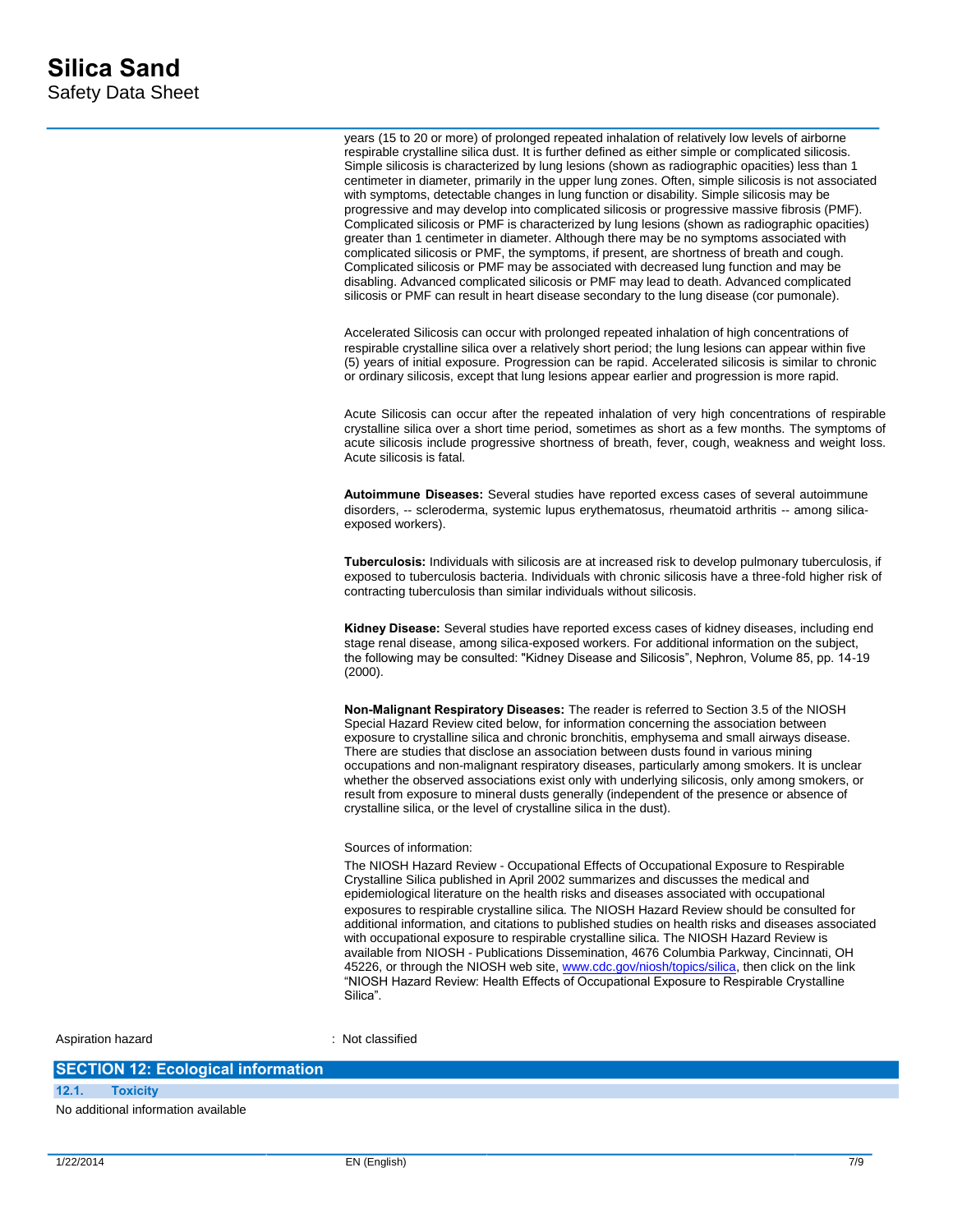years (15 to 20 or more) of prolonged repeated inhalation of relatively low levels of airborne respirable crystalline silica dust. It is further defined as either simple or complicated silicosis. Simple silicosis is characterized by lung lesions (shown as radiographic opacities) less than 1 centimeter in diameter, primarily in the upper lung zones. Often, simple silicosis is not associated with symptoms, detectable changes in lung function or disability. Simple silicosis may be progressive and may develop into complicated silicosis or progressive massive fibrosis (PMF). Complicated silicosis or PMF is characterized by lung lesions (shown as radiographic opacities) greater than 1 centimeter in diameter. Although there may be no symptoms associated with complicated silicosis or PMF, the symptoms, if present, are shortness of breath and cough. Complicated silicosis or PMF may be associated with decreased lung function and may be disabling. Advanced complicated silicosis or PMF may lead to death. Advanced complicated silicosis or PMF can result in heart disease secondary to the lung disease (cor pumonale).

Accelerated Silicosis can occur with prolonged repeated inhalation of high concentrations of respirable crystalline silica over a relatively short period; the lung lesions can appear within five (5) years of initial exposure. Progression can be rapid. Accelerated silicosis is similar to chronic or ordinary silicosis, except that lung lesions appear earlier and progression is more rapid.

Acute Silicosis can occur after the repeated inhalation of very high concentrations of respirable crystalline silica over a short time period, sometimes as short as a few months. The symptoms of acute silicosis include progressive shortness of breath, fever, cough, weakness and weight loss. Acute silicosis is fatal.

**Autoimmune Diseases:** Several studies have reported excess cases of several autoimmune disorders, -- scleroderma, systemic lupus erythematosus, rheumatoid arthritis -- among silica-exposed workers).

**Tuberculosis:** Individuals with silicosis are at increased risk to develop pulmonary tuberculosis, if exposed to tuberculosis bacteria. Individuals with chronic silicosis have a three-fold higher risk of contracting tuberculosis than similar individuals without silicosis.

**Kidney Disease:** Several studies have reported excess cases of kidney diseases, including end stage renal disease, among silica-exposed workers. For additional information on the subject, the following may be consulted: "Kidney Disease and Silicosis", Nephron, Volume 85, pp. 14-19 (2000).

**Non-Malignant Respiratory Diseases:** The reader is referred to Section 3.5 of the NIOSH Special Hazard Review cited below, for information concerning the association between exposure to crystalline silica and chronic bronchitis, emphysema and small airways disease. There are studies that disclose an association between dusts found in various mining occupations and non-malignant respiratory diseases, particularly among smokers. It is unclear whether the observed associations exist only with underlying silicosis, only among smokers, or result from exposure to mineral dusts generally (independent of the presence or absence of crystalline silica, or the level of crystalline silica in the dust).

Sources of information:

The NIOSH Hazard Review - Occupational Effects of Occupational Exposure to Respirable Crystalline Silica published in April 2002 summarizes and discusses the medical and epidemiological literature on the health risks and diseases associated with occupational exposures to respirable crystalline silica. The NIOSH Hazard Review should be consulted for additional information, and citations to published studies on health risks and diseases associated with occupational exposure to respirable crystalline silica. The NIOSH Hazard Review is available from NIOSH - Publications Dissemination, 4676 Columbia Parkway, Cincinnati, OH 45226, or through the NIOSH web site, www.cdc.gov/niosh/topics/silica, then click on the link "NIOSH Hazard Review: Health Effects of Occupational Exposure to Respirable Crystalline Silica".

Aspiration hazard : Not classified

## SECTION 12: Ecological information

### 12.1. Toxicity

No additional information available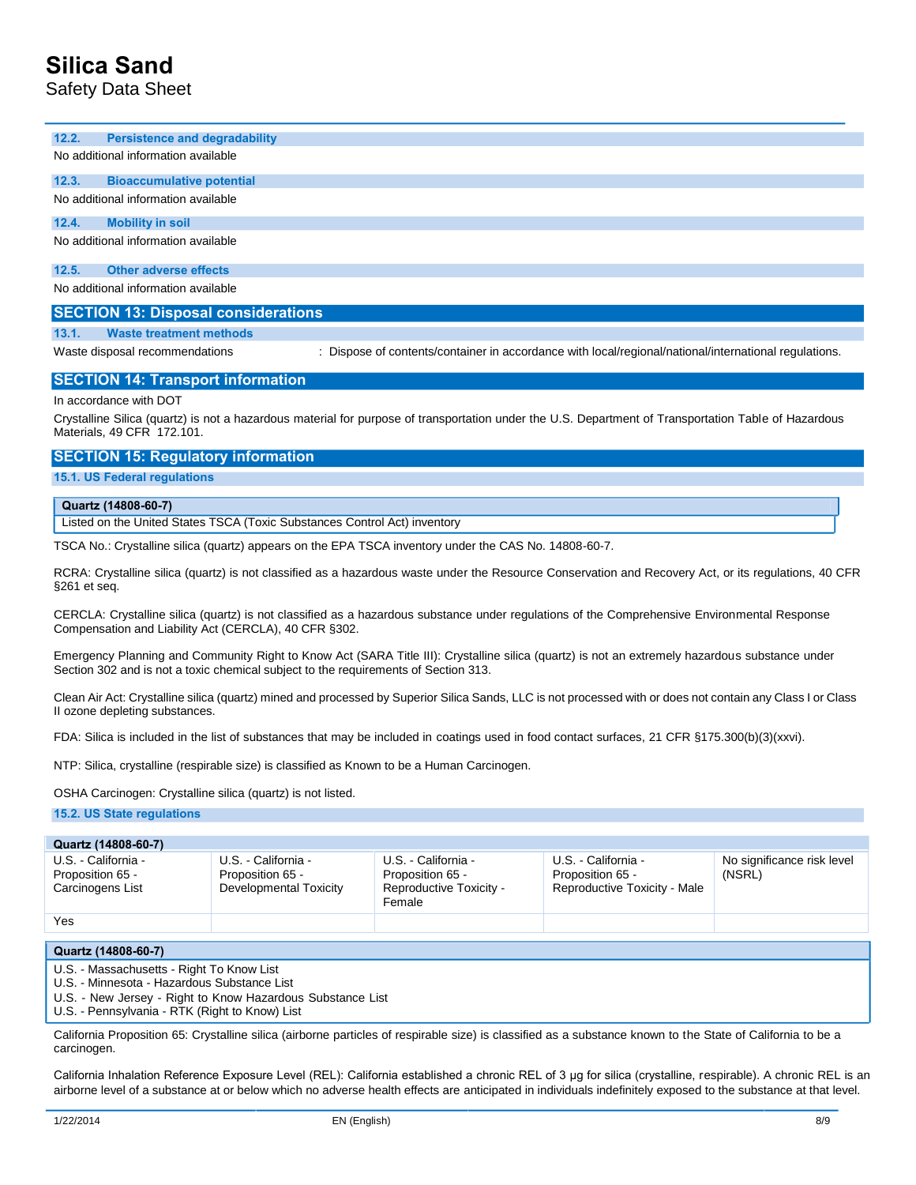### 12.2. Persistence and degradability

No additional information available

### 12.3. Bioaccumulative potential

No additional information available

### 12.4. Mobility in soil

No additional information available

### 12.5. Other adverse effects

No additional information available

## SECTION 13: Disposal considerations

### 13.1. Waste treatment methods

Waste disposal recommendations : Dispose of contents/container in accordance with local/regional/national/international regulations.

## SECTION 14: Transport information

In accordance with DOT

Crystalline Silica (quartz) is not a hazardous material for purpose of transportation under the U.S. Department of Transportation Table of Hazardous Materials, 49 CFR 172.101.

## SECTION 15: Regulatory information

### 15.1. US Federal regulations

| Quartz (14808-60-7) |
|---|
| Listed on the United States TSCA (Toxic Substances Control Act) inventory |

TSCA No.: Crystalline silica (quartz) appears on the EPA TSCA inventory under the CAS No. 14808-60-7.

RCRA: Crystalline silica (quartz) is not classified as a hazardous waste under the Resource Conservation and Recovery Act, or its regulations, 40 CFR §261 et seq.

CERCLA: Crystalline silica (quartz) is not classified as a hazardous substance under regulations of the Comprehensive Environmental Response Compensation and Liability Act (CERCLA), 40 CFR §302.

Emergency Planning and Community Right to Know Act (SARA Title III): Crystalline silica (quartz) is not an extremely hazardous substance under Section 302 and is not a toxic chemical subject to the requirements of Section 313.

Clean Air Act: Crystalline silica (quartz) mined and processed by Superior Silica Sands, LLC is not processed with or does not contain any Class I or Class II ozone depleting substances.

FDA: Silica is included in the list of substances that may be included in coatings used in food contact surfaces, 21 CFR §175.300(b)(3)(xxvi).

NTP: Silica, crystalline (respirable size) is classified as Known to be a Human Carcinogen.

OSHA Carcinogen: Crystalline silica (quartz) is not listed.

### 15.2. US State regulations

| Quartz (14808-60-7) | | | | |
|---|---|---|---|---|
| U.S. - California - Proposition 65 - Carcinogens List | U.S. - California - Proposition 65 - Developmental Toxicity | U.S. - California - Proposition 65 - Reproductive Toxicity - Female | U.S. - California - Proposition 65 - Reproductive Toxicity - Male | No significance risk level (NSRL) |
| Yes | | | | |

| Quartz (14808-60-7) |
|---|
| U.S. - Massachusetts - Right To Know List<br>U.S. - Minnesota - Hazardous Substance List<br>U.S. - New Jersey - Right to Know Hazardous Substance List<br>U.S. - Pennsylvania - RTK (Right to Know) List |

California Proposition 65: Crystalline silica (airborne particles of respirable size) is classified as a substance known to the State of California to be a carcinogen.

California Inhalation Reference Exposure Level (REL): California established a chronic REL of 3 µg for silica (crystalline, respirable). A chronic REL is an airborne level of a substance at or below which no adverse health effects are anticipated in individuals indefinitely exposed to the substance at that level.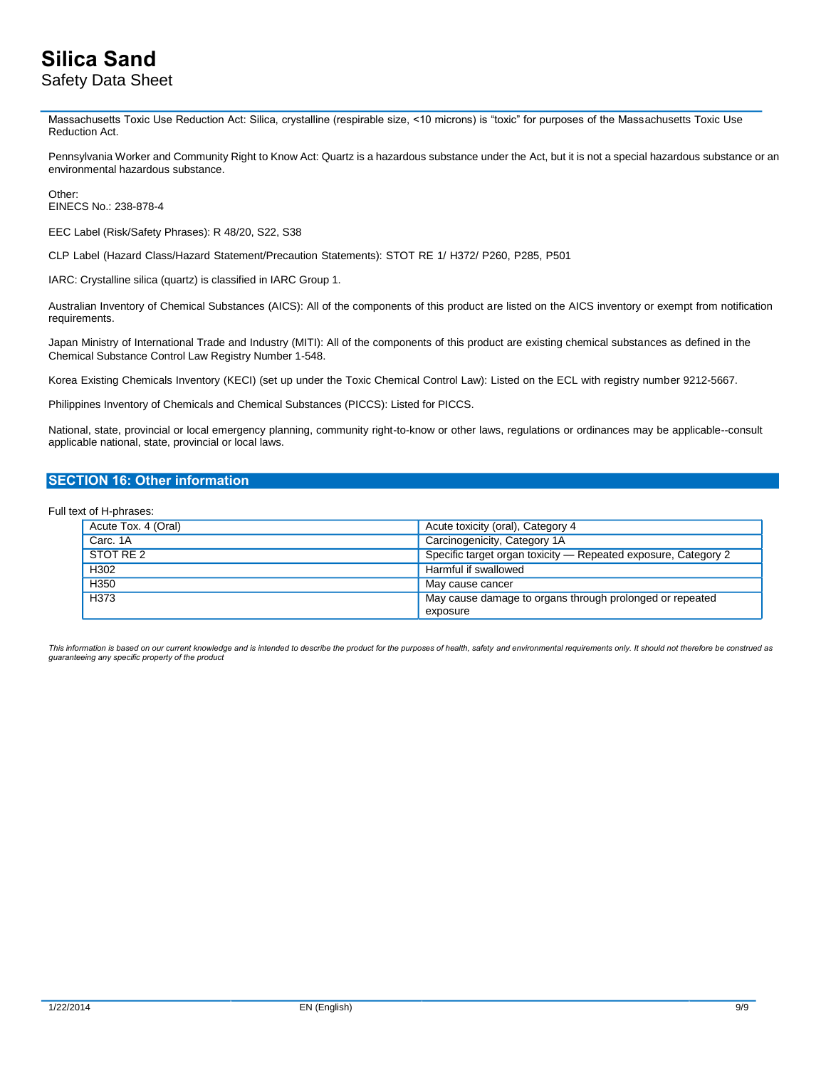Massachusetts Toxic Use Reduction Act: Silica, crystalline (respirable size, <10 microns) is "toxic" for purposes of the Massachusetts Toxic Use Reduction Act.

Pennsylvania Worker and Community Right to Know Act: Quartz is a hazardous substance under the Act, but it is not a special hazardous substance or an environmental hazardous substance.

Other:
EINECS No.: 238-878-4

EEC Label (Risk/Safety Phrases): R 48/20, S22, S38

CLP Label (Hazard Class/Hazard Statement/Precaution Statements): STOT RE 1/ H372/ P260, P285, P501

IARC: Crystalline silica (quartz) is classified in IARC Group 1.

Australian Inventory of Chemical Substances (AICS): All of the components of this product are listed on the AICS inventory or exempt from notification requirements.

Japan Ministry of International Trade and Industry (MITI): All of the components of this product are existing chemical substances as defined in the Chemical Substance Control Law Registry Number 1-548.

Korea Existing Chemicals Inventory (KECI) (set up under the Toxic Chemical Control Law): Listed on the ECL with registry number 9212-5667.

Philippines Inventory of Chemicals and Chemical Substances (PICCS): Listed for PICCS.

National, state, provincial or local emergency planning, community right-to-know or other laws, regulations or ordinances may be applicable--consult applicable national, state, provincial or local laws.

## SECTION 16: Other information

Full text of H-phrases:

| | |
|---|---|
| Acute Tox. 4 (Oral) | Acute toxicity (oral), Category 4 |
| Carc. 1A | Carcinogenicity, Category 1A |
| STOT RE 2 | Specific target organ toxicity — Repeated exposure, Category 2 |
| H302 | Harmful if swallowed |
| H350 | May cause cancer |
| H373 | May cause damage to organs through prolonged or repeated exposure |

*This information is based on our current knowledge and is intended to describe the product for the purposes of health, safety and environmental requirements only. It should not therefore be construed as guaranteeing any specific property of the product*